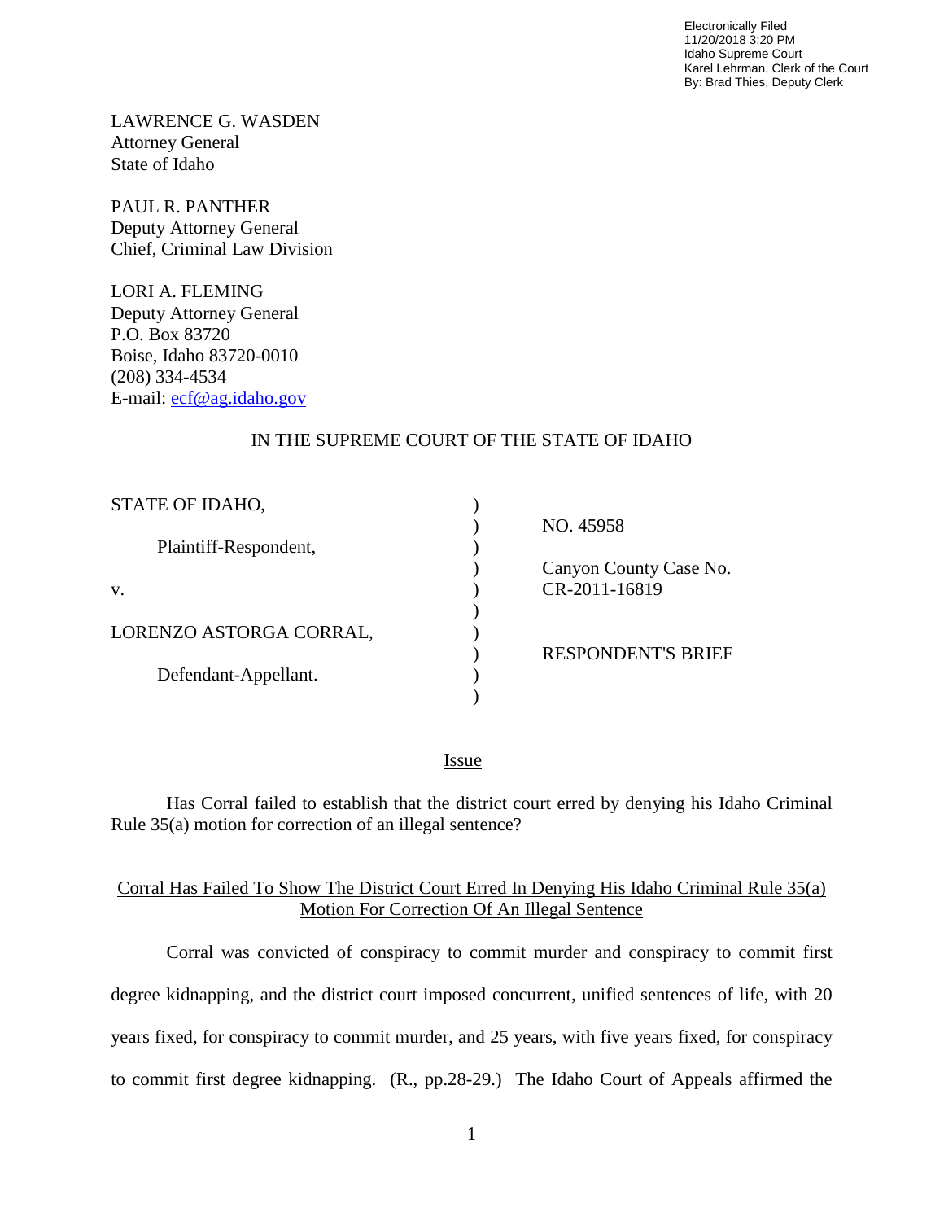Electronically Filed
11/20/2018 3:20 PM
Idaho Supreme Court
Karel Lehrman, Clerk of the Court
By: Brad Thies, Deputy Clerk

LAWRENCE G. WASDEN
Attorney General
State of Idaho

PAUL R. PANTHER
Deputy Attorney General
Chief, Criminal Law Division

LORI A. FLEMING
Deputy Attorney General
P.O. Box 83720
Boise, Idaho 83720-0010
(208) 334-4534
E-mail: ecf@ag.idaho.gov

IN THE SUPREME COURT OF THE STATE OF IDAHO

| | |
|---|---|
| STATE OF IDAHO, | NO. 45958 |
| Plaintiff-Respondent, | Canyon County Case No. CR-2011-16819 |
| v. | |
| LORENZO ASTORGA CORRAL, | RESPONDENT'S BRIEF |
| Defendant-Appellant. | |

## Issue

Has Corral failed to establish that the district court erred by denying his Idaho Criminal Rule 35(a) motion for correction of an illegal sentence?

## Corral Has Failed To Show The District Court Erred In Denying His Idaho Criminal Rule 35(a) Motion For Correction Of An Illegal Sentence

Corral was convicted of conspiracy to commit murder and conspiracy to commit first degree kidnapping, and the district court imposed concurrent, unified sentences of life, with 20 years fixed, for conspiracy to commit murder, and 25 years, with five years fixed, for conspiracy to commit first degree kidnapping. (R., pp.28-29.) The Idaho Court of Appeals affirmed the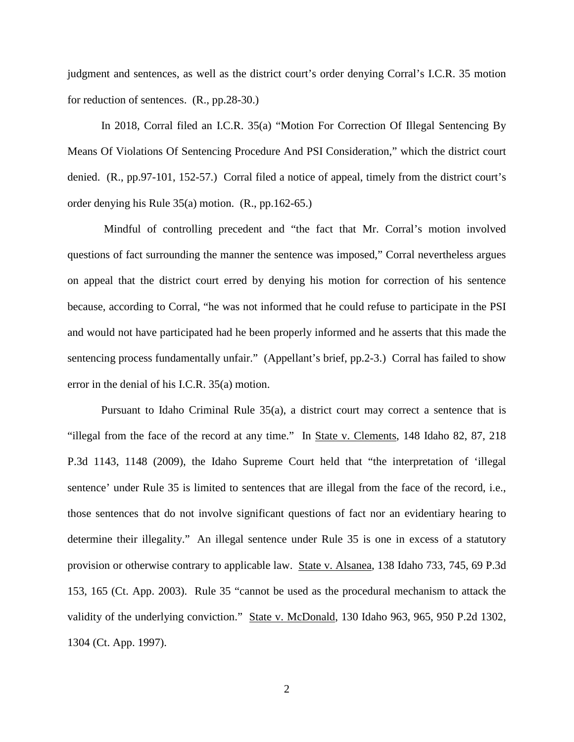judgment and sentences, as well as the district court's order denying Corral's I.C.R. 35 motion for reduction of sentences. (R., pp.28-30.)

In 2018, Corral filed an I.C.R. 35(a) "Motion For Correction Of Illegal Sentencing By Means Of Violations Of Sentencing Procedure And PSI Consideration," which the district court denied. (R., pp.97-101, 152-57.) Corral filed a notice of appeal, timely from the district court's order denying his Rule 35(a) motion. (R., pp.162-65.)

Mindful of controlling precedent and "the fact that Mr. Corral's motion involved questions of fact surrounding the manner the sentence was imposed," Corral nevertheless argues on appeal that the district court erred by denying his motion for correction of his sentence because, according to Corral, "he was not informed that he could refuse to participate in the PSI and would not have participated had he been properly informed and he asserts that this made the sentencing process fundamentally unfair." (Appellant's brief, pp.2-3.) Corral has failed to show error in the denial of his I.C.R. 35(a) motion.

Pursuant to Idaho Criminal Rule 35(a), a district court may correct a sentence that is "illegal from the face of the record at any time." In State v. Clements, 148 Idaho 82, 87, 218 P.3d 1143, 1148 (2009), the Idaho Supreme Court held that "the interpretation of 'illegal sentence' under Rule 35 is limited to sentences that are illegal from the face of the record, i.e., those sentences that do not involve significant questions of fact nor an evidentiary hearing to determine their illegality." An illegal sentence under Rule 35 is one in excess of a statutory provision or otherwise contrary to applicable law. State v. Alsanea, 138 Idaho 733, 745, 69 P.3d 153, 165 (Ct. App. 2003). Rule 35 "cannot be used as the procedural mechanism to attack the validity of the underlying conviction." State v. McDonald, 130 Idaho 963, 965, 950 P.2d 1302, 1304 (Ct. App. 1997).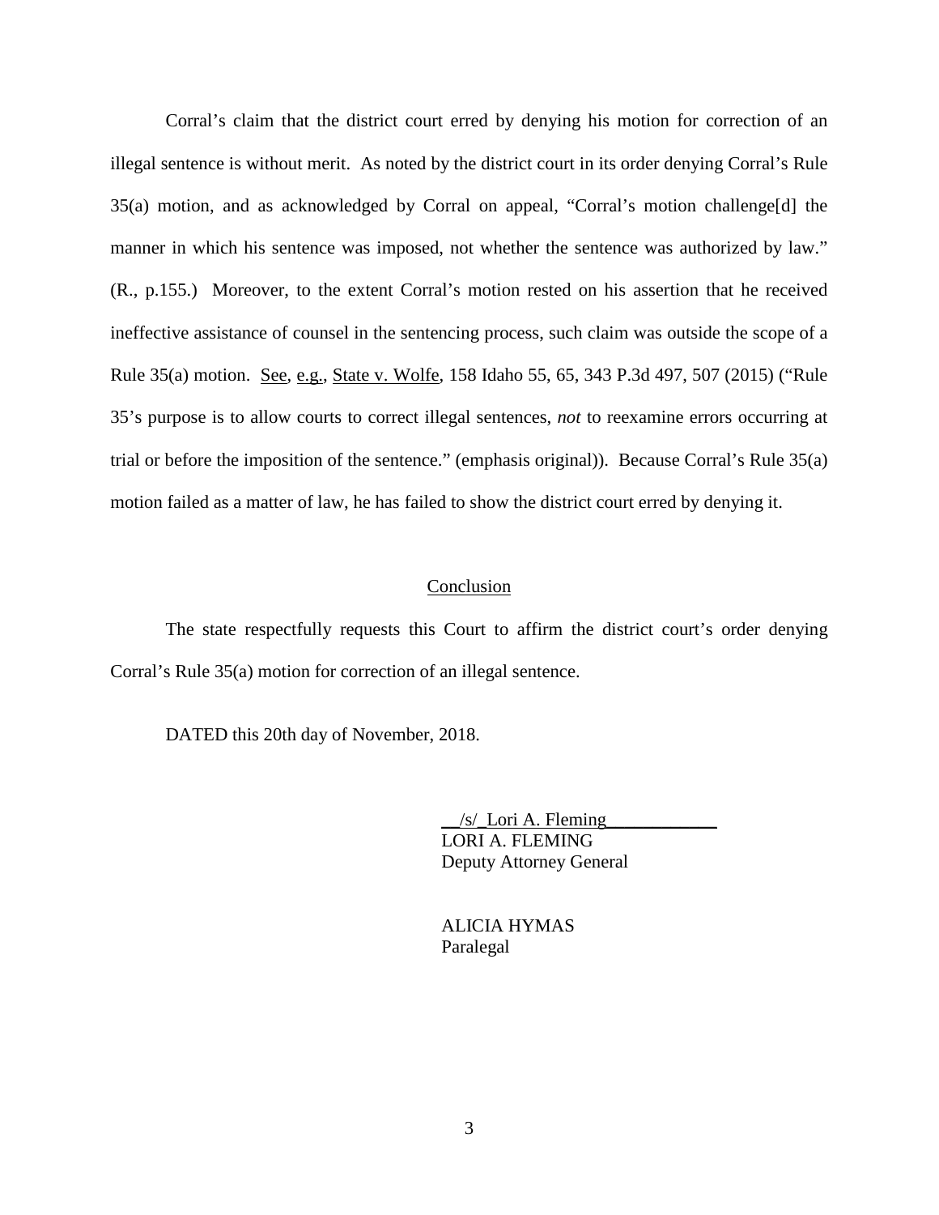Corral's claim that the district court erred by denying his motion for correction of an illegal sentence is without merit. As noted by the district court in its order denying Corral's Rule 35(a) motion, and as acknowledged by Corral on appeal, "Corral's motion challenge[d] the manner in which his sentence was imposed, not whether the sentence was authorized by law." (R., p.155.) Moreover, to the extent Corral's motion rested on his assertion that he received ineffective assistance of counsel in the sentencing process, such claim was outside the scope of a Rule 35(a) motion. See, e.g., State v. Wolfe, 158 Idaho 55, 65, 343 P.3d 497, 507 (2015) ("Rule 35's purpose is to allow courts to correct illegal sentences, *not* to reexamine errors occurring at trial or before the imposition of the sentence." (emphasis original)). Because Corral's Rule 35(a) motion failed as a matter of law, he has failed to show the district court erred by denying it.

## Conclusion

The state respectfully requests this Court to affirm the district court's order denying Corral's Rule 35(a) motion for correction of an illegal sentence.

DATED this 20th day of November, 2018.

/s/ Lori A. Fleming
LORI A. FLEMING
Deputy Attorney General

ALICIA HYMAS
Paralegal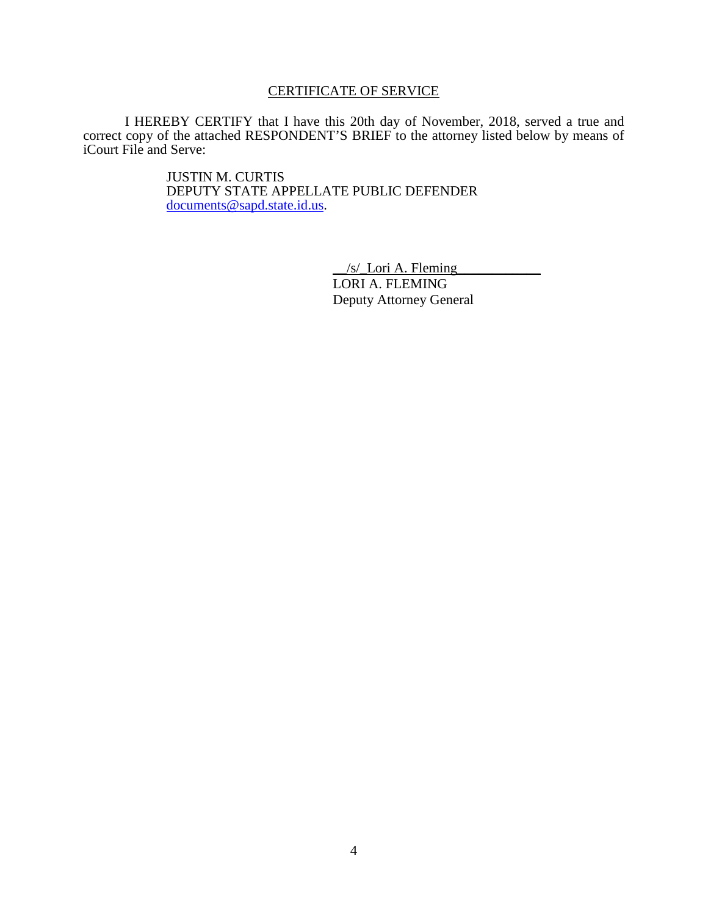## CERTIFICATE OF SERVICE

I HEREBY CERTIFY that I have this 20th day of November, 2018, served a true and correct copy of the attached RESPONDENT'S BRIEF to the attorney listed below by means of iCourt File and Serve:

JUSTIN M. CURTIS
DEPUTY STATE APPELLATE PUBLIC DEFENDER
documents@sapd.state.id.us.

__/s/_Lori A. Fleming____________
LORI A. FLEMING
Deputy Attorney General